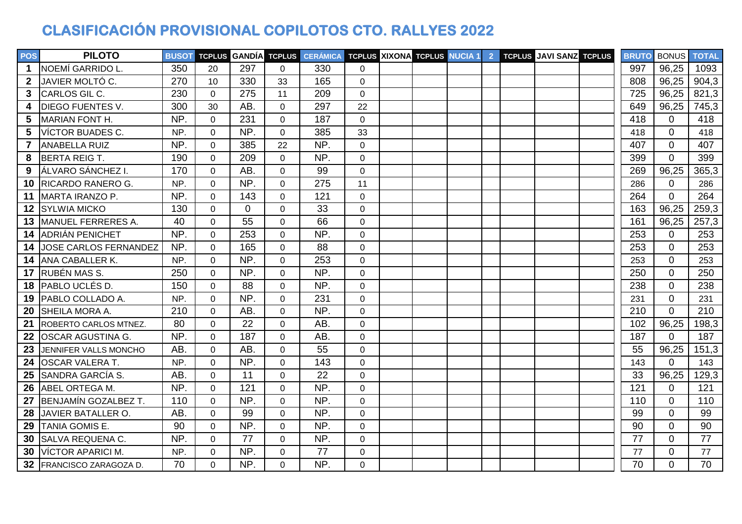# CLASIFICACIÓN PROVISIONAL COPILOTOS CTO. RALLYES 2022

| POS | PILOTO | BUSOT | TCPLUS | GANDÍA | TCPLUS | CERÁMICA | TCPLUS | XIXONA | TCPLUS | NUCIA 1 | 2 | TCPLUS | JAVI SANZ | TCPLUS | BRUTO | BONUS | TOTAL |
|---|---|---|---|---|---|---|---|---|---|---|---|---|---|---|---|---|---|
| 1 | NOEMÍ GARRIDO L. | 350 | 20 | 297 | 0 | 330 | 0 | | | | | | | | 997 | 96,25 | 1093 |
| 2 | JAVIER MOLTÓ C. | 270 | 10 | 330 | 33 | 165 | 0 | | | | | | | | 808 | 96,25 | 904,3 |
| 3 | CARLOS GIL C. | 230 | 0 | 275 | 11 | 209 | 0 | | | | | | | | 725 | 96,25 | 821,3 |
| 4 | DIEGO FUENTES V. | 300 | 30 | AB. | 0 | 297 | 22 | | | | | | | | 649 | 96,25 | 745,3 |
| 5 | MARIAN FONT H. | NP. | 0 | 231 | 0 | 187 | 0 | | | | | | | | 418 | 0 | 418 |
| 5 | VÍCTOR BUADES C. | NP. | 0 | NP. | 0 | 385 | 33 | | | | | | | | 418 | 0 | 418 |
| 7 | ANABELLA RUIZ | NP. | 0 | 385 | 22 | NP. | 0 | | | | | | | | 407 | 0 | 407 |
| 8 | BERTA REIG T. | 190 | 0 | 209 | 0 | NP. | 0 | | | | | | | | 399 | 0 | 399 |
| 9 | ÁLVARO SÁNCHEZ I. | 170 | 0 | AB. | 0 | 99 | 0 | | | | | | | | 269 | 96,25 | 365,3 |
| 10 | RICARDO RANERO G. | NP. | 0 | NP. | 0 | 275 | 11 | | | | | | | | 286 | 0 | 286 |
| 11 | MARTA IRANZO P. | NP. | 0 | 143 | 0 | 121 | 0 | | | | | | | | 264 | 0 | 264 |
| 12 | SYLWIA MICKO | 130 | 0 | 0 | 0 | 33 | 0 | | | | | | | | 163 | 96,25 | 259,3 |
| 13 | MANUEL FERRERES A. | 40 | 0 | 55 | 0 | 66 | 0 | | | | | | | | 161 | 96,25 | 257,3 |
| 14 | ADRIÁN PENICHET | NP. | 0 | 253 | 0 | NP. | 0 | | | | | | | | 253 | 0 | 253 |
| 14 | JOSE CARLOS FERNANDEZ | NP. | 0 | 165 | 0 | 88 | 0 | | | | | | | | 253 | 0 | 253 |
| 14 | ANA CABALLER K. | NP. | 0 | NP. | 0 | 253 | 0 | | | | | | | | 253 | 0 | 253 |
| 17 | RUBÉN MAS S. | 250 | 0 | NP. | 0 | NP. | 0 | | | | | | | | 250 | 0 | 250 |
| 18 | PABLO UCLÉS D. | 150 | 0 | 88 | 0 | NP. | 0 | | | | | | | | 238 | 0 | 238 |
| 19 | PABLO COLLADO A. | NP. | 0 | NP. | 0 | 231 | 0 | | | | | | | | 231 | 0 | 231 |
| 20 | SHEILA MORA A. | 210 | 0 | AB. | 0 | NP. | 0 | | | | | | | | 210 | 0 | 210 |
| 21 | ROBERTO CARLOS MTNEZ. | 80 | 0 | 22 | 0 | AB. | 0 | | | | | | | | 102 | 96,25 | 198,3 |
| 22 | OSCAR AGUSTINA G. | NP. | 0 | 187 | 0 | AB. | 0 | | | | | | | | 187 | 0 | 187 |
| 23 | JENNIFER VALLS MONCHO | AB. | 0 | AB. | 0 | 55 | 0 | | | | | | | | 55 | 96,25 | 151,3 |
| 24 | OSCAR VALERA T. | NP. | 0 | NP. | 0 | 143 | 0 | | | | | | | | 143 | 0 | 143 |
| 25 | SANDRA GARCÍA S. | AB. | 0 | 11 | 0 | 22 | 0 | | | | | | | | 33 | 96,25 | 129,3 |
| 26 | ABEL ORTEGA M. | NP. | 0 | 121 | 0 | NP. | 0 | | | | | | | | 121 | 0 | 121 |
| 27 | BENJAMÍN GOZALBEZ T. | 110 | 0 | NP. | 0 | NP. | 0 | | | | | | | | 110 | 0 | 110 |
| 28 | JAVIER BATALLER O. | AB. | 0 | 99 | 0 | NP. | 0 | | | | | | | | 99 | 0 | 99 |
| 29 | TANIA GOMIS E. | 90 | 0 | NP. | 0 | NP. | 0 | | | | | | | | 90 | 0 | 90 |
| 30 | SALVA REQUENA C. | NP. | 0 | 77 | 0 | NP. | 0 | | | | | | | | 77 | 0 | 77 |
| 30 | VÍCTOR APARICI M. | NP. | 0 | NP. | 0 | 77 | 0 | | | | | | | | 77 | 0 | 77 |
| 32 | FRANCISCO ZARAGOZA D. | 70 | 0 | NP. | 0 | NP. | 0 | | | | | | | | 70 | 0 | 70 |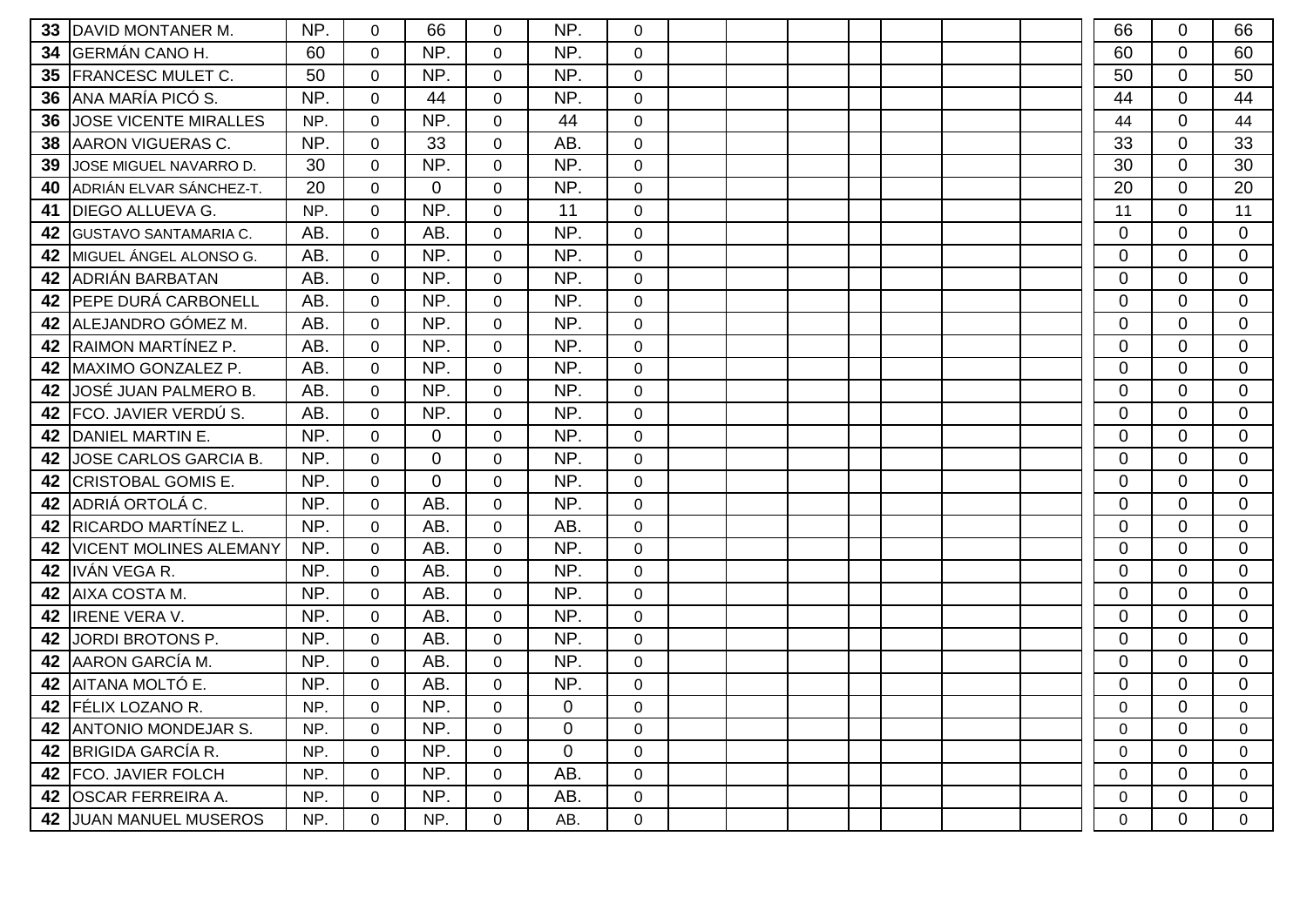| | | | | | | | | | | | | | | | | | |
|---|---|---|---|---|---|---|---|---|---|---|---|---|---|---|---|---|---|
| 33 | DAVID MONTANER M. | NP. | 0 | 66 | 0 | NP. | 0 | | | | | | | | 66 | 0 | 66 |
| 34 | GERMÁN CANO H. | 60 | 0 | NP. | 0 | NP. | 0 | | | | | | | | 60 | 0 | 60 |
| 35 | FRANCESC MULET C. | 50 | 0 | NP. | 0 | NP. | 0 | | | | | | | | 50 | 0 | 50 |
| 36 | ANA MARÍA PICÓ S. | NP. | 0 | 44 | 0 | NP. | 0 | | | | | | | | 44 | 0 | 44 |
| 36 | JOSE VICENTE MIRALLES | NP. | 0 | NP. | 0 | 44 | 0 | | | | | | | | 44 | 0 | 44 |
| 38 | AARON VIGUERAS C. | NP. | 0 | 33 | 0 | AB. | 0 | | | | | | | | 33 | 0 | 33 |
| 39 | JOSE MIGUEL NAVARRO D. | 30 | 0 | NP. | 0 | NP. | 0 | | | | | | | | 30 | 0 | 30 |
| 40 | ADRIÁN ELVAR SÁNCHEZ-T. | 20 | 0 | 0 | 0 | NP. | 0 | | | | | | | | 20 | 0 | 20 |
| 41 | DIEGO ALLUEVA G. | NP. | 0 | NP. | 0 | 11 | 0 | | | | | | | | 11 | 0 | 11 |
| 42 | GUSTAVO SANTAMARIA C. | AB. | 0 | AB. | 0 | NP. | 0 | | | | | | | | 0 | 0 | 0 |
| 42 | MIGUEL ÁNGEL ALONSO G. | AB. | 0 | NP. | 0 | NP. | 0 | | | | | | | | 0 | 0 | 0 |
| 42 | ADRIÁN BARBATAN | AB. | 0 | NP. | 0 | NP. | 0 | | | | | | | | 0 | 0 | 0 |
| 42 | PEPE DURÁ CARBONELL | AB. | 0 | NP. | 0 | NP. | 0 | | | | | | | | 0 | 0 | 0 |
| 42 | ALEJANDRO GÓMEZ M. | AB. | 0 | NP. | 0 | NP. | 0 | | | | | | | | 0 | 0 | 0 |
| 42 | RAIMON MARTÍNEZ P. | AB. | 0 | NP. | 0 | NP. | 0 | | | | | | | | 0 | 0 | 0 |
| 42 | MAXIMO GONZALEZ P. | AB. | 0 | NP. | 0 | NP. | 0 | | | | | | | | 0 | 0 | 0 |
| 42 | JOSÉ JUAN PALMERO B. | AB. | 0 | NP. | 0 | NP. | 0 | | | | | | | | 0 | 0 | 0 |
| 42 | FCO. JAVIER VERDÚ S. | AB. | 0 | NP. | 0 | NP. | 0 | | | | | | | | 0 | 0 | 0 |
| 42 | DANIEL MARTIN E. | NP. | 0 | 0 | 0 | NP. | 0 | | | | | | | | 0 | 0 | 0 |
| 42 | JOSE CARLOS GARCIA B. | NP. | 0 | 0 | 0 | NP. | 0 | | | | | | | | 0 | 0 | 0 |
| 42 | CRISTOBAL GOMIS E. | NP. | 0 | 0 | 0 | NP. | 0 | | | | | | | | 0 | 0 | 0 |
| 42 | ADRIÁ ORTOLÁ C. | NP. | 0 | AB. | 0 | NP. | 0 | | | | | | | | 0 | 0 | 0 |
| 42 | RICARDO MARTÍNEZ L. | NP. | 0 | AB. | 0 | AB. | 0 | | | | | | | | 0 | 0 | 0 |
| 42 | VICENT MOLINES ALEMANY | NP. | 0 | AB. | 0 | NP. | 0 | | | | | | | | 0 | 0 | 0 |
| 42 | IVÁN VEGA R. | NP. | 0 | AB. | 0 | NP. | 0 | | | | | | | | 0 | 0 | 0 |
| 42 | AIXA COSTA M. | NP. | 0 | AB. | 0 | NP. | 0 | | | | | | | | 0 | 0 | 0 |
| 42 | IRENE VERA V. | NP. | 0 | AB. | 0 | NP. | 0 | | | | | | | | 0 | 0 | 0 |
| 42 | JORDI BROTONS P. | NP. | 0 | AB. | 0 | NP. | 0 | | | | | | | | 0 | 0 | 0 |
| 42 | AARON GARCÍA M. | NP. | 0 | AB. | 0 | NP. | 0 | | | | | | | | 0 | 0 | 0 |
| 42 | AITANA MOLTÓ E. | NP. | 0 | AB. | 0 | NP. | 0 | | | | | | | | 0 | 0 | 0 |
| 42 | FÉLIX LOZANO R. | NP. | 0 | NP. | 0 | 0 | 0 | | | | | | | | 0 | 0 | 0 |
| 42 | ANTONIO MONDEJAR S. | NP. | 0 | NP. | 0 | 0 | 0 | | | | | | | | 0 | 0 | 0 |
| 42 | BRIGIDA GARCÍA R. | NP. | 0 | NP. | 0 | 0 | 0 | | | | | | | | 0 | 0 | 0 |
| 42 | FCO. JAVIER FOLCH | NP. | 0 | NP. | 0 | AB. | 0 | | | | | | | | 0 | 0 | 0 |
| 42 | OSCAR FERREIRA A. | NP. | 0 | NP. | 0 | AB. | 0 | | | | | | | | 0 | 0 | 0 |
| 42 | JUAN MANUEL MUSEROS | NP. | 0 | NP. | 0 | AB. | 0 | | | | | | | | 0 | 0 | 0 |